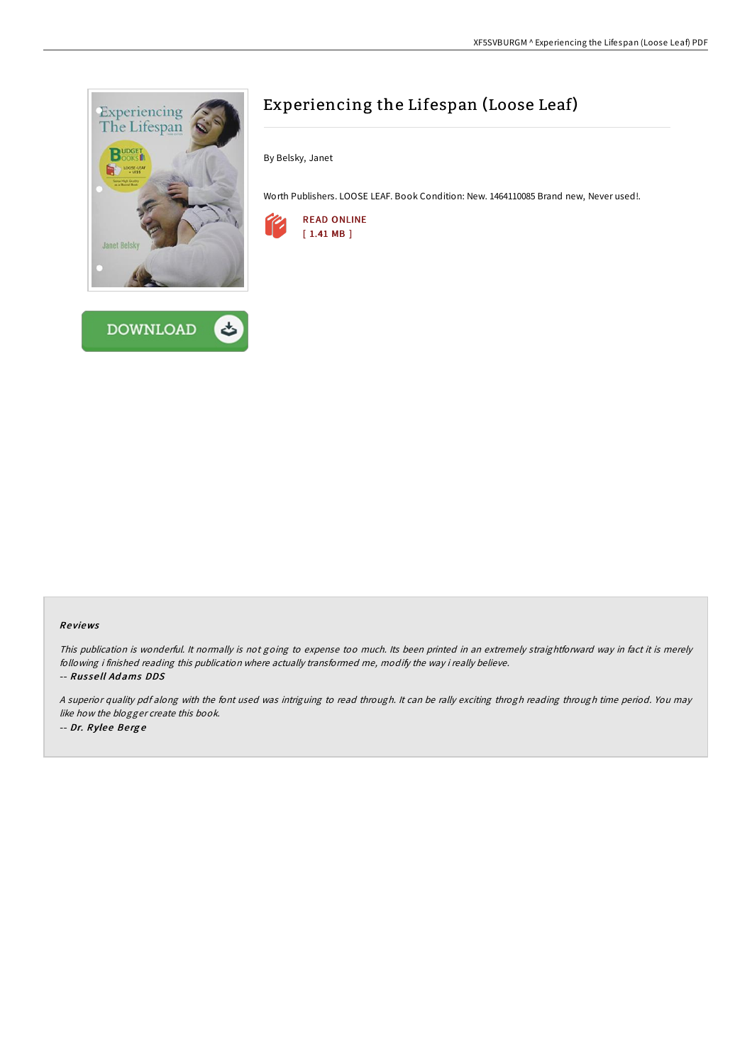# Experiencing the Lifespan (Loose Leaf)

By Belsky, Janet

Worth Publishers. LOOSE LEAF. Book Condition: New. 1464110085 Brand new, Never used!.

READ ONLINE
[ 1.41 MB ]

DOWNLOAD

### Reviews

*This publication is wonderful. It normally is not going to expense too much. Its been printed in an extremely straightforward way in fact it is merely following i finished reading this publication where actually transformed me, modify the way i really believe.*

-- ***Russell Adams DDS***

*A superior quality pdf along with the font used was intriguing to read through. It can be rally exciting throgh reading through time period. You may like how the blogger create this book.*

-- ***Dr. Rylee Berge***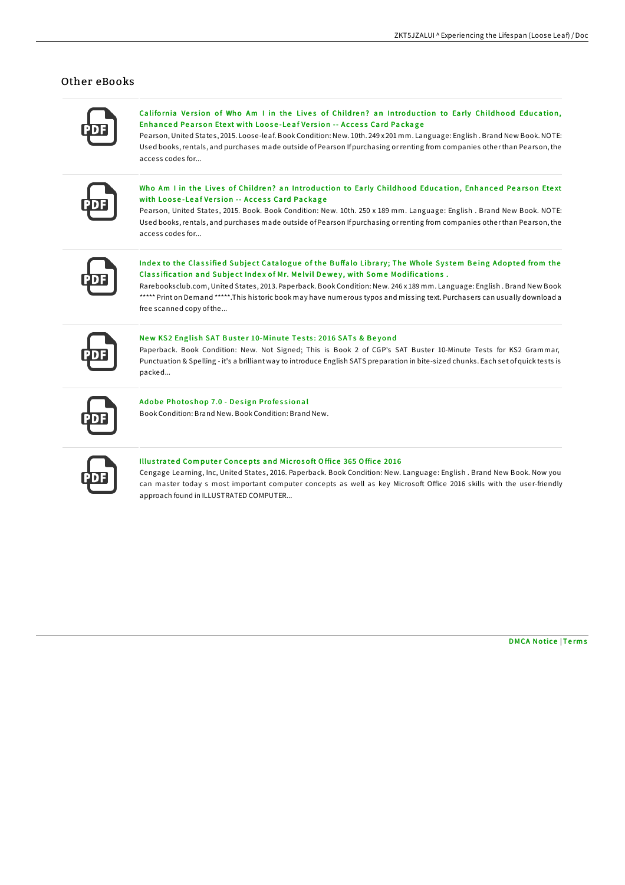## Other eBooks

**California Version of Who Am I in the Lives of Children? an Introduction to Early Childhood Education, Enhanced Pearson Etext with Loose-Leaf Version -- Access Card Package**

Pearson, United States, 2015. Loose-leaf. Book Condition: New. 10th. 249 x 201 mm. Language: English . Brand New Book. NOTE: Used books, rentals, and purchases made outside of Pearson If purchasing or renting from companies other than Pearson, the access codes for...

**Who Am I in the Lives of Children? an Introduction to Early Childhood Education, Enhanced Pearson Etext with Loose-Leaf Version -- Access Card Package**

Pearson, United States, 2015. Book. Book Condition: New. 10th. 250 x 189 mm. Language: English . Brand New Book. NOTE: Used books, rentals, and purchases made outside of Pearson If purchasing or renting from companies other than Pearson, the access codes for...

**Index to the Classified Subject Catalogue of the Buffalo Library; The Whole System Being Adopted from the Classification and Subject Index of Mr. Melvil Dewey, with Some Modifications .**

Rarebooksclub.com, United States, 2013. Paperback. Book Condition: New. 246 x 189 mm. Language: English . Brand New Book ***** Print on Demand *****.This historic book may have numerous typos and missing text. Purchasers can usually download a free scanned copy of the...

**New KS2 English SAT Buster 10-Minute Tests: 2016 SATs & Beyond**

Paperback. Book Condition: New. Not Signed; This is Book 2 of CGP's SAT Buster 10-Minute Tests for KS2 Grammar, Punctuation & Spelling - it's a brilliant way to introduce English SATS preparation in bite-sized chunks. Each set of quick tests is packed...

**Adobe Photoshop 7.0 - Design Professional**

Book Condition: Brand New. Book Condition: Brand New.

**Illustrated Computer Concepts and Microsoft Office 365 Office 2016**

Cengage Learning, Inc, United States, 2016. Paperback. Book Condition: New. Language: English . Brand New Book. Now you can master today s most important computer concepts as well as key Microsoft Office 2016 skills with the user-friendly approach found in ILLUSTRATED COMPUTER...

DMCA Notice | Terms